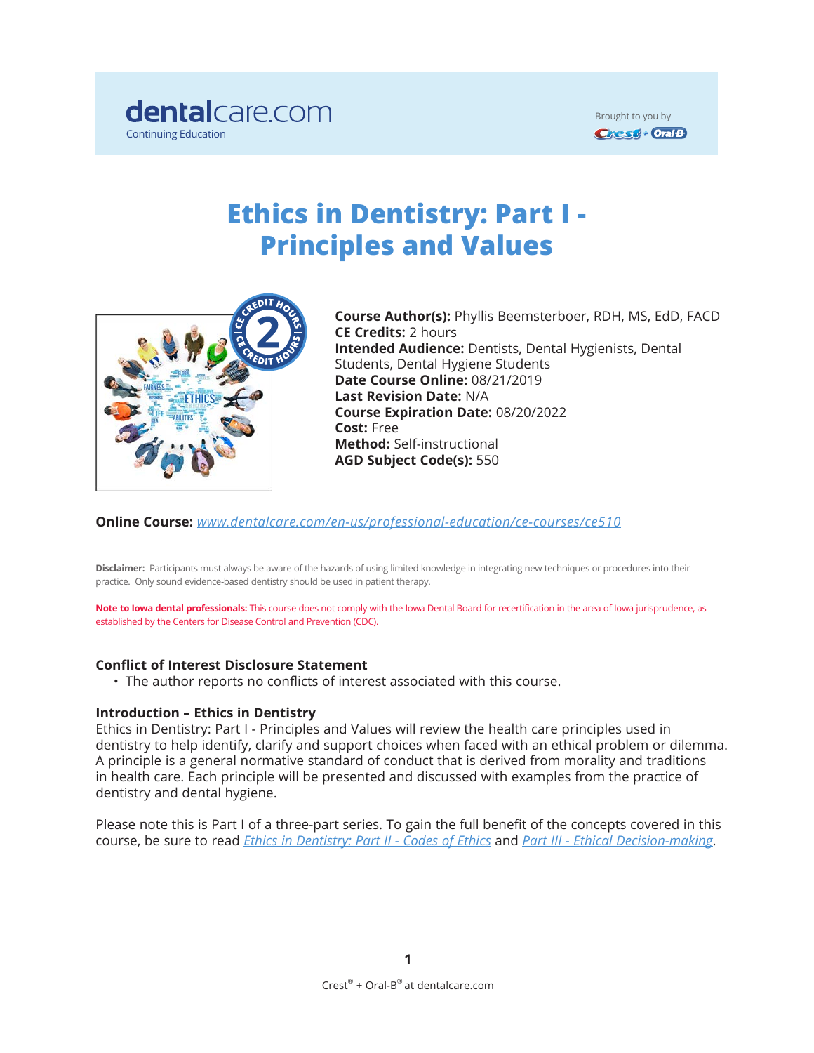dentalcare.com
Continuing Education

Brought to you by Crest + Oral-B

# Ethics in Dentistry: Part I - Principles and Values

**Course Author(s):** Phyllis Beemsterboer, RDH, MS, EdD, FACD
**CE Credits:** 2 hours
**Intended Audience:** Dentists, Dental Hygienists, Dental Students, Dental Hygiene Students
**Date Course Online:** 08/21/2019
**Last Revision Date:** N/A
**Course Expiration Date:** 08/20/2022
**Cost:** Free
**Method:** Self-instructional
**AGD Subject Code(s):** 550

**Online Course:** *www.dentalcare.com/en-us/professional-education/ce-courses/ce510*

**Disclaimer:** Participants must always be aware of the hazards of using limited knowledge in integrating new techniques or procedures into their practice. Only sound evidence-based dentistry should be used in patient therapy.

**Note to Iowa dental professionals:** This course does not comply with the Iowa Dental Board for recertification in the area of Iowa jurisprudence, as established by the Centers for Disease Control and Prevention (CDC).

### Conflict of Interest Disclosure Statement

- The author reports no conflicts of interest associated with this course.

### Introduction – Ethics in Dentistry

Ethics in Dentistry: Part I - Principles and Values will review the health care principles used in dentistry to help identify, clarify and support choices when faced with an ethical problem or dilemma. A principle is a general normative standard of conduct that is derived from morality and traditions in health care. Each principle will be presented and discussed with examples from the practice of dentistry and dental hygiene.

Please note this is Part I of a three-part series. To gain the full benefit of the concepts covered in this course, be sure to read *Ethics in Dentistry: Part II - Codes of Ethics* and *Part III - Ethical Decision-making*.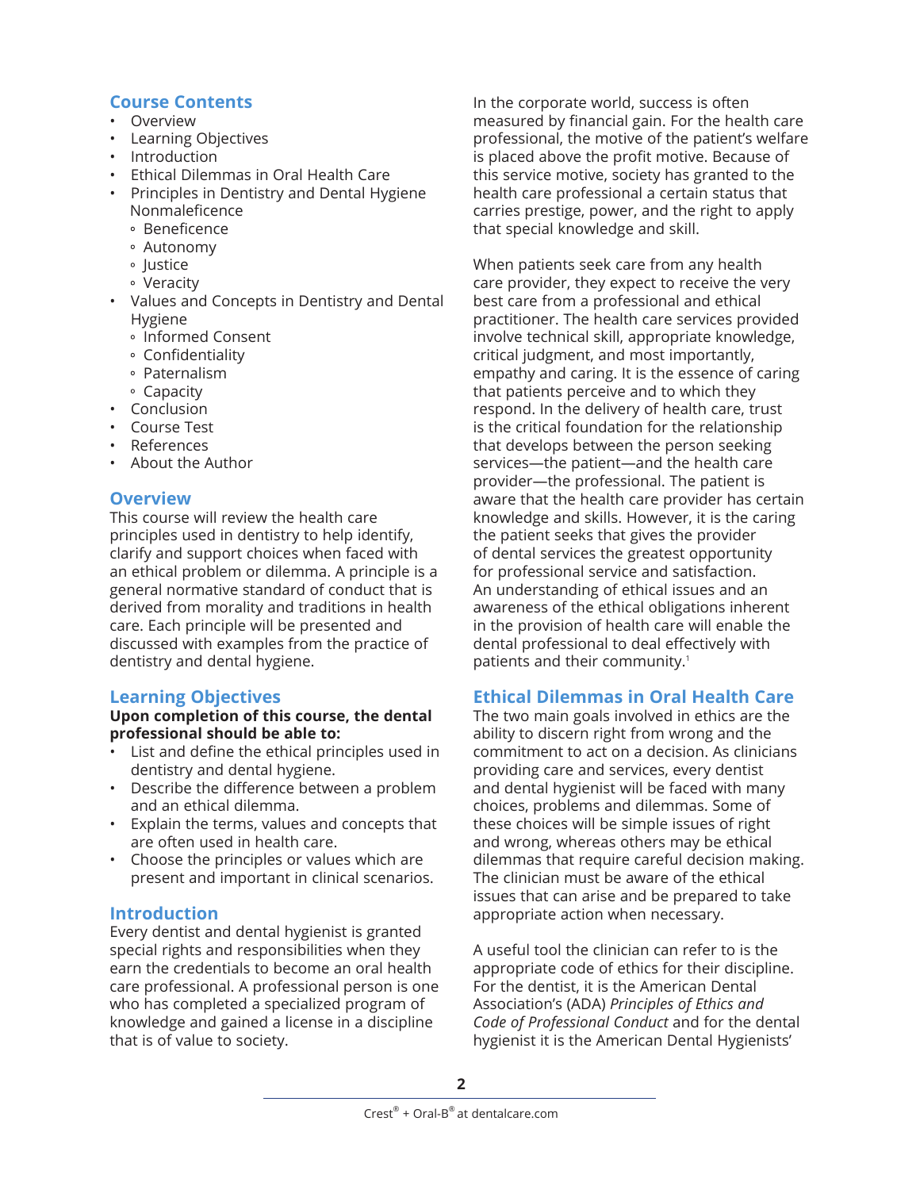## Course Contents

- Overview
- Learning Objectives
- Introduction
- Ethical Dilemmas in Oral Health Care
- Principles in Dentistry and Dental Hygiene Nonmaleficence
  - Beneficence
  - Autonomy
  - Justice
  - Veracity
- Values and Concepts in Dentistry and Dental Hygiene
  - Informed Consent
  - Confidentiality
  - Paternalism
  - Capacity
- Conclusion
- Course Test
- References
- About the Author

## Overview

This course will review the health care principles used in dentistry to help identify, clarify and support choices when faced with an ethical problem or dilemma. A principle is a general normative standard of conduct that is derived from morality and traditions in health care. Each principle will be presented and discussed with examples from the practice of dentistry and dental hygiene.

## Learning Objectives

**Upon completion of this course, the dental professional should be able to:**

- List and define the ethical principles used in dentistry and dental hygiene.
- Describe the difference between a problem and an ethical dilemma.
- Explain the terms, values and concepts that are often used in health care.
- Choose the principles or values which are present and important in clinical scenarios.

## Introduction

Every dentist and dental hygienist is granted special rights and responsibilities when they earn the credentials to become an oral health care professional. A professional person is one who has completed a specialized program of knowledge and gained a license in a discipline that is of value to society.

In the corporate world, success is often measured by financial gain. For the health care professional, the motive of the patient's welfare is placed above the profit motive. Because of this service motive, society has granted to the health care professional a certain status that carries prestige, power, and the right to apply that special knowledge and skill.

When patients seek care from any health care provider, they expect to receive the very best care from a professional and ethical practitioner. The health care services provided involve technical skill, appropriate knowledge, critical judgment, and most importantly, empathy and caring. It is the essence of caring that patients perceive and to which they respond. In the delivery of health care, trust is the critical foundation for the relationship that develops between the person seeking services—the patient—and the health care provider—the professional. The patient is aware that the health care provider has certain knowledge and skills. However, it is the caring the patient seeks that gives the provider of dental services the greatest opportunity for professional service and satisfaction. An understanding of ethical issues and an awareness of the ethical obligations inherent in the provision of health care will enable the dental professional to deal effectively with patients and their community.[1]

## Ethical Dilemmas in Oral Health Care

The two main goals involved in ethics are the ability to discern right from wrong and the commitment to act on a decision. As clinicians providing care and services, every dentist and dental hygienist will be faced with many choices, problems and dilemmas. Some of these choices will be simple issues of right and wrong, whereas others may be ethical dilemmas that require careful decision making. The clinician must be aware of the ethical issues that can arise and be prepared to take appropriate action when necessary.

A useful tool the clinician can refer to is the appropriate code of ethics for their discipline. For the dentist, it is the American Dental Association's (ADA) *Principles of Ethics and Code of Professional Conduct* and for the dental hygienist it is the American Dental Hygienists'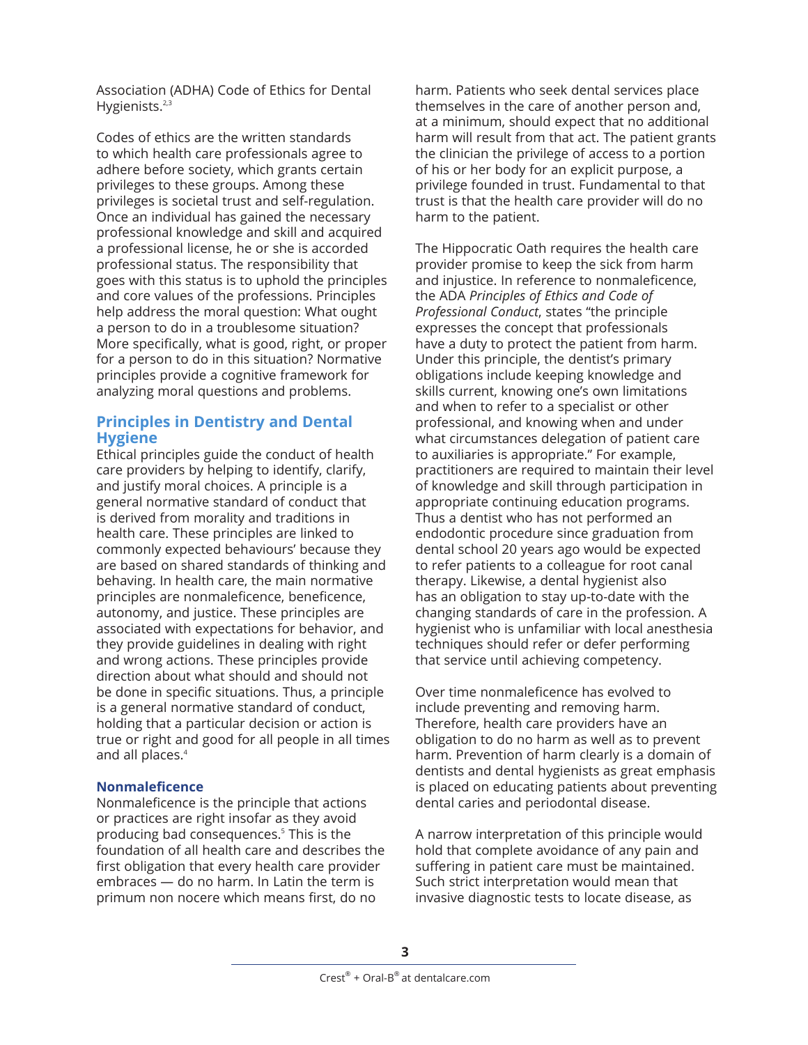Association (ADHA) Code of Ethics for Dental Hygienists.[2,3]

Codes of ethics are the written standards to which health care professionals agree to adhere before society, which grants certain privileges to these groups. Among these privileges is societal trust and self-regulation. Once an individual has gained the necessary professional knowledge and skill and acquired a professional license, he or she is accorded professional status. The responsibility that goes with this status is to uphold the principles and core values of the professions. Principles help address the moral question: What ought a person to do in a troublesome situation? More specifically, what is good, right, or proper for a person to do in this situation? Normative principles provide a cognitive framework for analyzing moral questions and problems.

## Principles in Dentistry and Dental Hygiene

Ethical principles guide the conduct of health care providers by helping to identify, clarify, and justify moral choices. A principle is a general normative standard of conduct that is derived from morality and traditions in health care. These principles are linked to commonly expected behaviours' because they are based on shared standards of thinking and behaving. In health care, the main normative principles are nonmaleficence, beneficence, autonomy, and justice. These principles are associated with expectations for behavior, and they provide guidelines in dealing with right and wrong actions. These principles provide direction about what should and should not be done in specific situations. Thus, a principle is a general normative standard of conduct, holding that a particular decision or action is true or right and good for all people in all times and all places.[4]

### Nonmaleficence

Nonmaleficence is the principle that actions or practices are right insofar as they avoid producing bad consequences.[5] This is the foundation of all health care and describes the first obligation that every health care provider embraces — do no harm. In Latin the term is primum non nocere which means first, do no harm. Patients who seek dental services place themselves in the care of another person and, at a minimum, should expect that no additional harm will result from that act. The patient grants the clinician the privilege of access to a portion of his or her body for an explicit purpose, a privilege founded in trust. Fundamental to that trust is that the health care provider will do no harm to the patient.

The Hippocratic Oath requires the health care provider promise to keep the sick from harm and injustice. In reference to nonmaleficence, the ADA *Principles of Ethics and Code of Professional Conduct*, states "the principle expresses the concept that professionals have a duty to protect the patient from harm. Under this principle, the dentist's primary obligations include keeping knowledge and skills current, knowing one's own limitations and when to refer to a specialist or other professional, and knowing when and under what circumstances delegation of patient care to auxiliaries is appropriate." For example, practitioners are required to maintain their level of knowledge and skill through participation in appropriate continuing education programs. Thus a dentist who has not performed an endodontic procedure since graduation from dental school 20 years ago would be expected to refer patients to a colleague for root canal therapy. Likewise, a dental hygienist also has an obligation to stay up-to-date with the changing standards of care in the profession. A hygienist who is unfamiliar with local anesthesia techniques should refer or defer performing that service until achieving competency.

Over time nonmaleficence has evolved to include preventing and removing harm. Therefore, health care providers have an obligation to do no harm as well as to prevent harm. Prevention of harm clearly is a domain of dentists and dental hygienists as great emphasis is placed on educating patients about preventing dental caries and periodontal disease.

A narrow interpretation of this principle would hold that complete avoidance of any pain and suffering in patient care must be maintained. Such strict interpretation would mean that invasive diagnostic tests to locate disease, as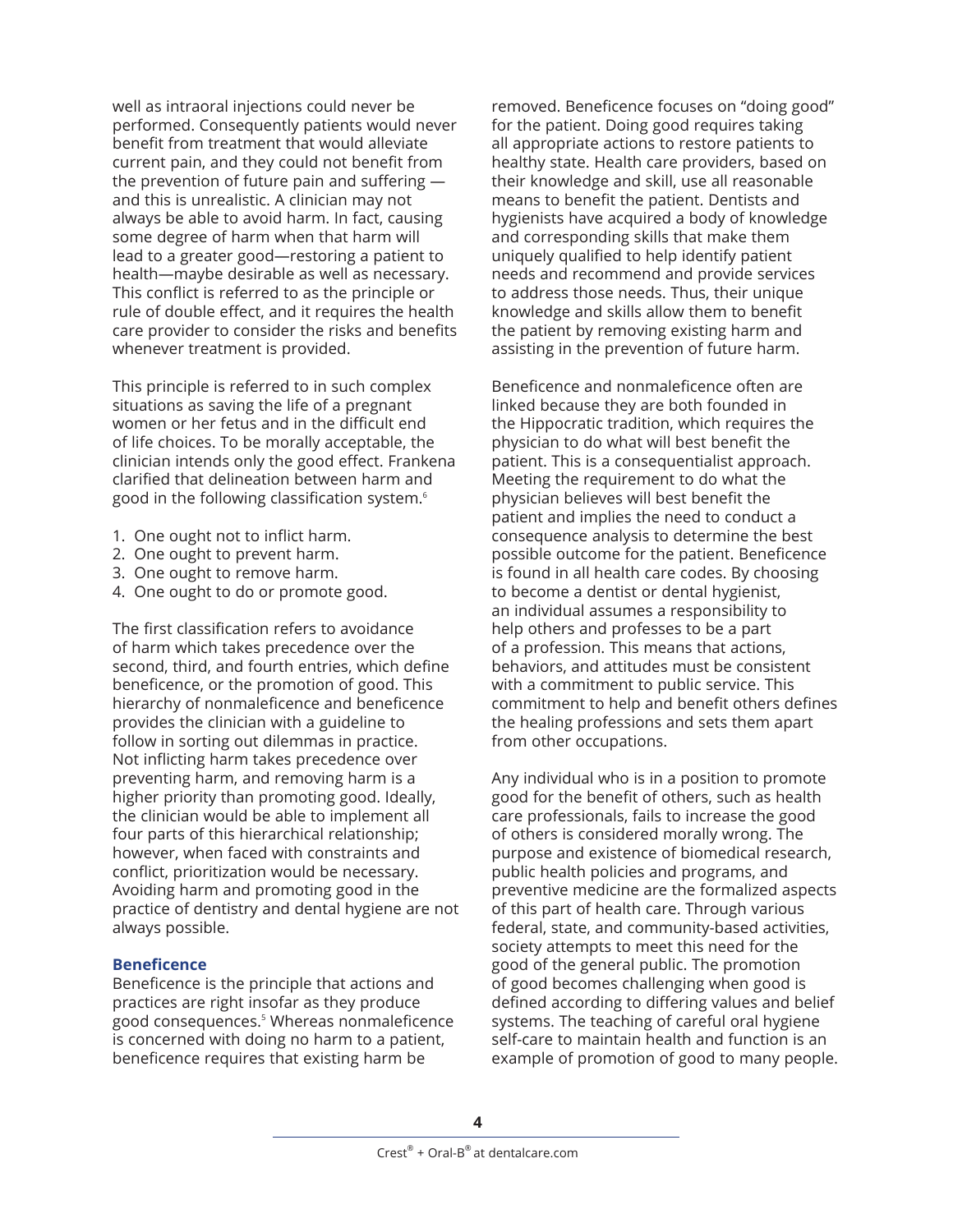well as intraoral injections could never be performed. Consequently patients would never benefit from treatment that would alleviate current pain, and they could not benefit from the prevention of future pain and suffering — and this is unrealistic. A clinician may not always be able to avoid harm. In fact, causing some degree of harm when that harm will lead to a greater good—restoring a patient to health—maybe desirable as well as necessary. This conflict is referred to as the principle or rule of double effect, and it requires the health care provider to consider the risks and benefits whenever treatment is provided.

This principle is referred to in such complex situations as saving the life of a pregnant women or her fetus and in the difficult end of life choices. To be morally acceptable, the clinician intends only the good effect. Frankena clarified that delineation between harm and good in the following classification system.[6]

1. One ought not to inflict harm.
2. One ought to prevent harm.
3. One ought to remove harm.
4. One ought to do or promote good.

The first classification refers to avoidance of harm which takes precedence over the second, third, and fourth entries, which define beneficence, or the promotion of good. This hierarchy of nonmaleficence and beneficence provides the clinician with a guideline to follow in sorting out dilemmas in practice. Not inflicting harm takes precedence over preventing harm, and removing harm is a higher priority than promoting good. Ideally, the clinician would be able to implement all four parts of this hierarchical relationship; however, when faced with constraints and conflict, prioritization would be necessary. Avoiding harm and promoting good in the practice of dentistry and dental hygiene are not always possible.

### Beneficence

Beneficence is the principle that actions and practices are right insofar as they produce good consequences.[5] Whereas nonmaleficence is concerned with doing no harm to a patient, beneficence requires that existing harm be removed. Beneficence focuses on "doing good" for the patient. Doing good requires taking all appropriate actions to restore patients to healthy state. Health care providers, based on their knowledge and skill, use all reasonable means to benefit the patient. Dentists and hygienists have acquired a body of knowledge and corresponding skills that make them uniquely qualified to help identify patient needs and recommend and provide services to address those needs. Thus, their unique knowledge and skills allow them to benefit the patient by removing existing harm and assisting in the prevention of future harm.

Beneficence and nonmaleficence often are linked because they are both founded in the Hippocratic tradition, which requires the physician to do what will best benefit the patient. This is a consequentialist approach. Meeting the requirement to do what the physician believes will best benefit the patient and implies the need to conduct a consequence analysis to determine the best possible outcome for the patient. Beneficence is found in all health care codes. By choosing to become a dentist or dental hygienist, an individual assumes a responsibility to help others and professes to be a part of a profession. This means that actions, behaviors, and attitudes must be consistent with a commitment to public service. This commitment to help and benefit others defines the healing professions and sets them apart from other occupations.

Any individual who is in a position to promote good for the benefit of others, such as health care professionals, fails to increase the good of others is considered morally wrong. The purpose and existence of biomedical research, public health policies and programs, and preventive medicine are the formalized aspects of this part of health care. Through various federal, state, and community-based activities, society attempts to meet this need for the good of the general public. The promotion of good becomes challenging when good is defined according to differing values and belief systems. The teaching of careful oral hygiene self-care to maintain health and function is an example of promotion of good to many people.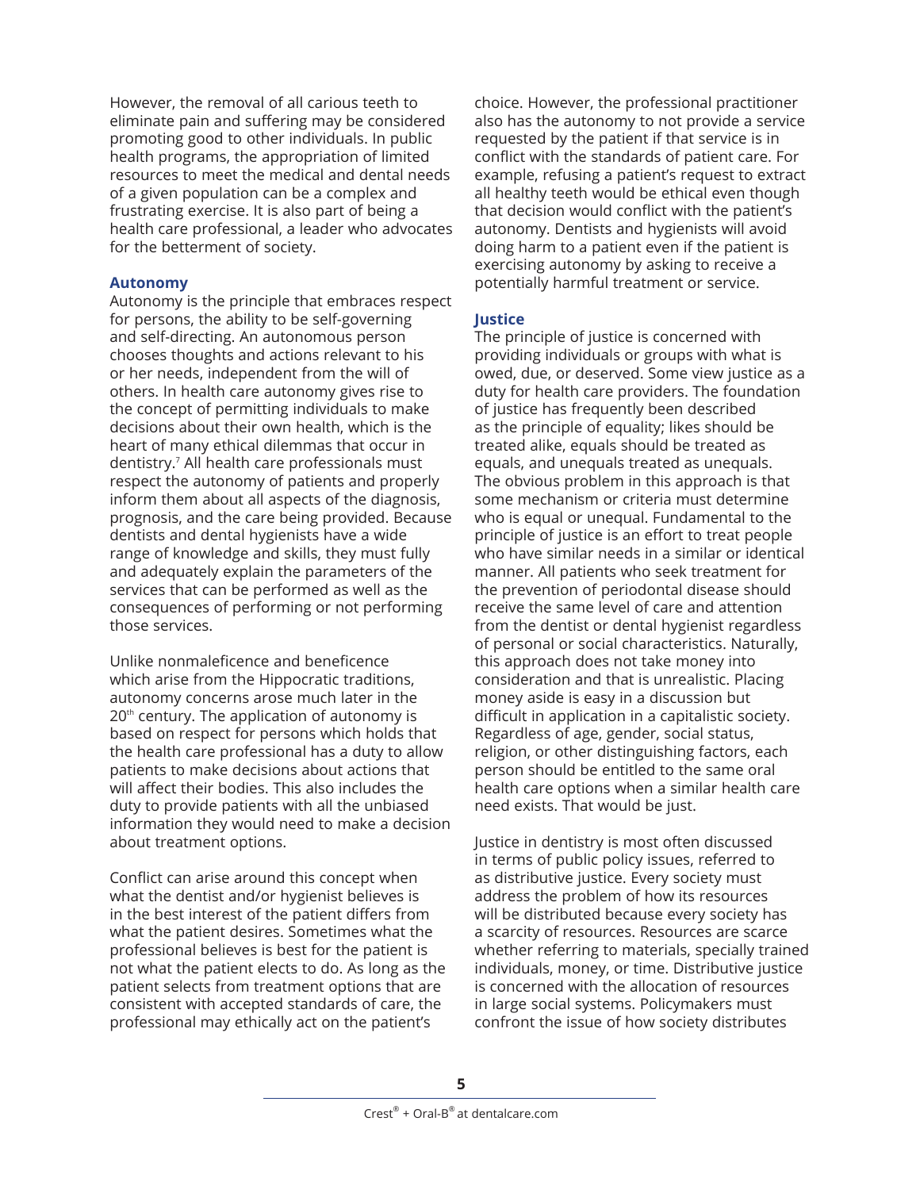However, the removal of all carious teeth to eliminate pain and suffering may be considered promoting good to other individuals. In public health programs, the appropriation of limited resources to meet the medical and dental needs of a given population can be a complex and frustrating exercise. It is also part of being a health care professional, a leader who advocates for the betterment of society.

### Autonomy

Autonomy is the principle that embraces respect for persons, the ability to be self-governing and self-directing. An autonomous person chooses thoughts and actions relevant to his or her needs, independent from the will of others. In health care autonomy gives rise to the concept of permitting individuals to make decisions about their own health, which is the heart of many ethical dilemmas that occur in dentistry.[7] All health care professionals must respect the autonomy of patients and properly inform them about all aspects of the diagnosis, prognosis, and the care being provided. Because dentists and dental hygienists have a wide range of knowledge and skills, they must fully and adequately explain the parameters of the services that can be performed as well as the consequences of performing or not performing those services.

Unlike nonmaleficence and beneficence which arise from the Hippocratic traditions, autonomy concerns arose much later in the 20th century. The application of autonomy is based on respect for persons which holds that the health care professional has a duty to allow patients to make decisions about actions that will affect their bodies. This also includes the duty to provide patients with all the unbiased information they would need to make a decision about treatment options.

Conflict can arise around this concept when what the dentist and/or hygienist believes is in the best interest of the patient differs from what the patient desires. Sometimes what the professional believes is best for the patient is not what the patient elects to do. As long as the patient selects from treatment options that are consistent with accepted standards of care, the professional may ethically act on the patient's choice. However, the professional practitioner also has the autonomy to not provide a service requested by the patient if that service is in conflict with the standards of patient care. For example, refusing a patient's request to extract all healthy teeth would be ethical even though that decision would conflict with the patient's autonomy. Dentists and hygienists will avoid doing harm to a patient even if the patient is exercising autonomy by asking to receive a potentially harmful treatment or service.

### Justice

The principle of justice is concerned with providing individuals or groups with what is owed, due, or deserved. Some view justice as a duty for health care providers. The foundation of justice has frequently been described as the principle of equality; likes should be treated alike, equals should be treated as equals, and unequals treated as unequals. The obvious problem in this approach is that some mechanism or criteria must determine who is equal or unequal. Fundamental to the principle of justice is an effort to treat people who have similar needs in a similar or identical manner. All patients who seek treatment for the prevention of periodontal disease should receive the same level of care and attention from the dentist or dental hygienist regardless of personal or social characteristics. Naturally, this approach does not take money into consideration and that is unrealistic. Placing money aside is easy in a discussion but difficult in application in a capitalistic society. Regardless of age, gender, social status, religion, or other distinguishing factors, each person should be entitled to the same oral health care options when a similar health care need exists. That would be just.

Justice in dentistry is most often discussed in terms of public policy issues, referred to as distributive justice. Every society must address the problem of how its resources will be distributed because every society has a scarcity of resources. Resources are scarce whether referring to materials, specially trained individuals, money, or time. Distributive justice is concerned with the allocation of resources in large social systems. Policymakers must confront the issue of how society distributes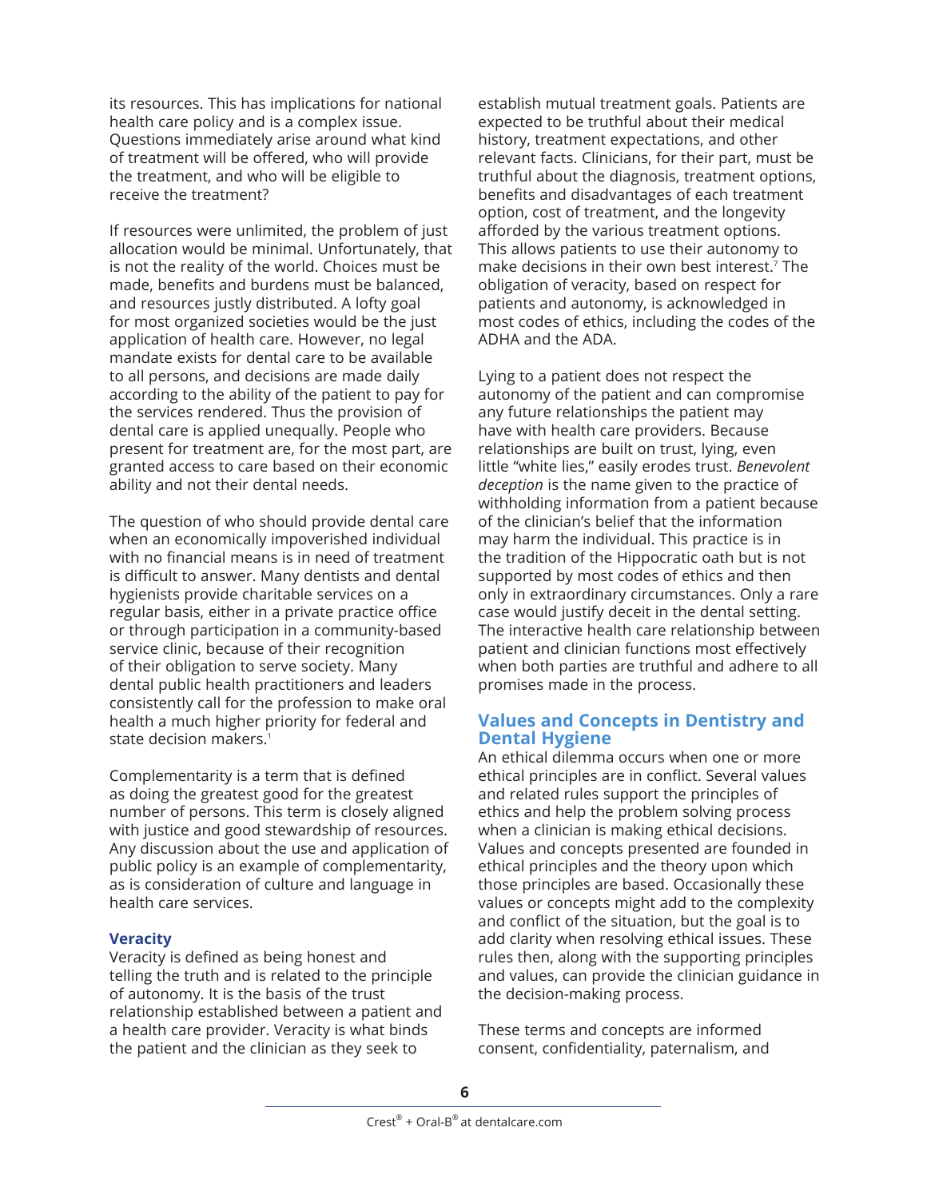its resources. This has implications for national health care policy and is a complex issue. Questions immediately arise around what kind of treatment will be offered, who will provide the treatment, and who will be eligible to receive the treatment?

If resources were unlimited, the problem of just allocation would be minimal. Unfortunately, that is not the reality of the world. Choices must be made, benefits and burdens must be balanced, and resources justly distributed. A lofty goal for most organized societies would be the just application of health care. However, no legal mandate exists for dental care to be available to all persons, and decisions are made daily according to the ability of the patient to pay for the services rendered. Thus the provision of dental care is applied unequally. People who present for treatment are, for the most part, are granted access to care based on their economic ability and not their dental needs.

The question of who should provide dental care when an economically impoverished individual with no financial means is in need of treatment is difficult to answer. Many dentists and dental hygienists provide charitable services on a regular basis, either in a private practice office or through participation in a community-based service clinic, because of their recognition of their obligation to serve society. Many dental public health practitioners and leaders consistently call for the profession to make oral health a much higher priority for federal and state decision makers.[1]

Complementarity is a term that is defined as doing the greatest good for the greatest number of persons. This term is closely aligned with justice and good stewardship of resources. Any discussion about the use and application of public policy is an example of complementarity, as is consideration of culture and language in health care services.

### Veracity

Veracity is defined as being honest and telling the truth and is related to the principle of autonomy. It is the basis of the trust relationship established between a patient and a health care provider. Veracity is what binds the patient and the clinician as they seek to establish mutual treatment goals. Patients are expected to be truthful about their medical history, treatment expectations, and other relevant facts. Clinicians, for their part, must be truthful about the diagnosis, treatment options, benefits and disadvantages of each treatment option, cost of treatment, and the longevity afforded by the various treatment options. This allows patients to use their autonomy to make decisions in their own best interest.[7] The obligation of veracity, based on respect for patients and autonomy, is acknowledged in most codes of ethics, including the codes of the ADHA and the ADA.

Lying to a patient does not respect the autonomy of the patient and can compromise any future relationships the patient may have with health care providers. Because relationships are built on trust, lying, even little "white lies," easily erodes trust. *Benevolent deception* is the name given to the practice of withholding information from a patient because of the clinician's belief that the information may harm the individual. This practice is in the tradition of the Hippocratic oath but is not supported by most codes of ethics and then only in extraordinary circumstances. Only a rare case would justify deceit in the dental setting. The interactive health care relationship between patient and clinician functions most effectively when both parties are truthful and adhere to all promises made in the process.

## Values and Concepts in Dentistry and Dental Hygiene

An ethical dilemma occurs when one or more ethical principles are in conflict. Several values and related rules support the principles of ethics and help the problem solving process when a clinician is making ethical decisions. Values and concepts presented are founded in ethical principles and the theory upon which those principles are based. Occasionally these values or concepts might add to the complexity and conflict of the situation, but the goal is to add clarity when resolving ethical issues. These rules then, along with the supporting principles and values, can provide the clinician guidance in the decision-making process.

These terms and concepts are informed consent, confidentiality, paternalism, and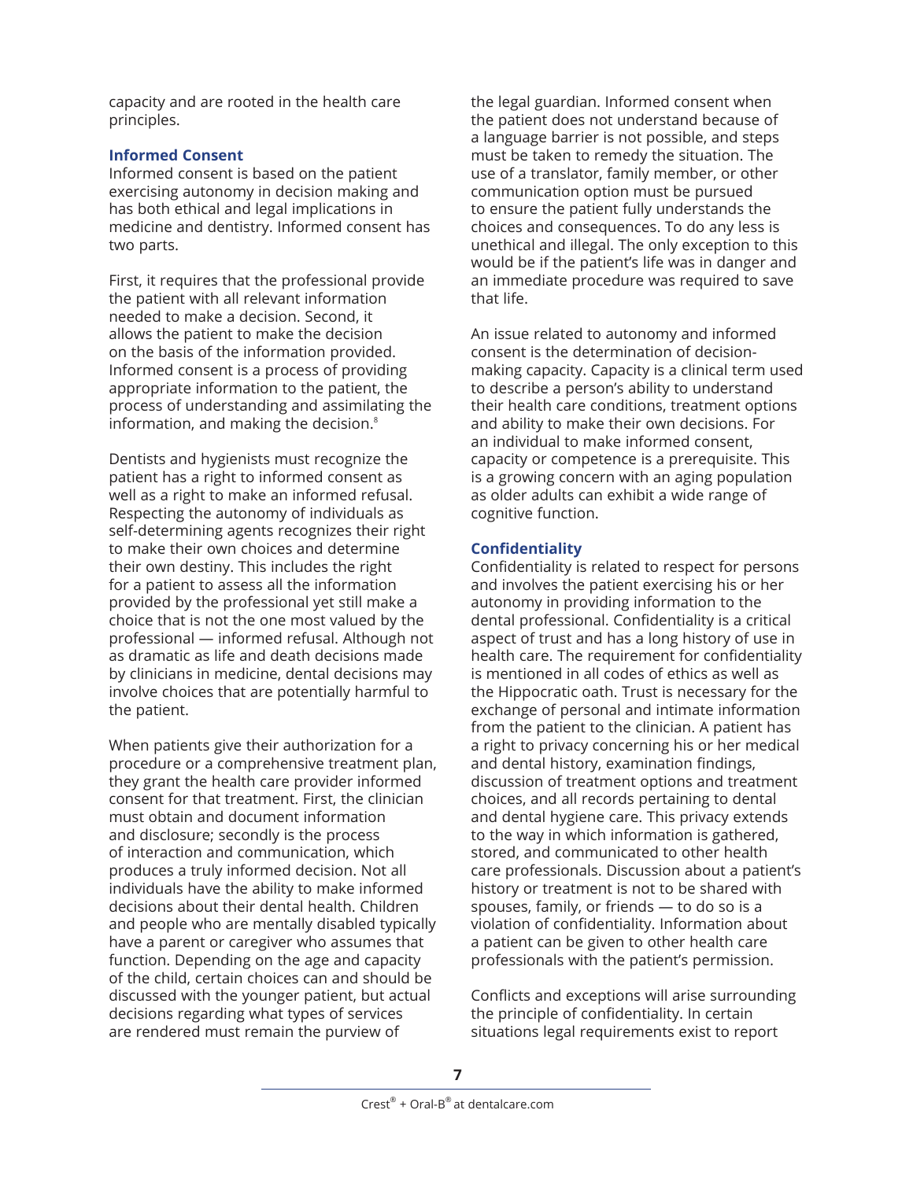capacity and are rooted in the health care principles.

### Informed Consent

Informed consent is based on the patient exercising autonomy in decision making and has both ethical and legal implications in medicine and dentistry. Informed consent has two parts.

First, it requires that the professional provide the patient with all relevant information needed to make a decision. Second, it allows the patient to make the decision on the basis of the information provided. Informed consent is a process of providing appropriate information to the patient, the process of understanding and assimilating the information, and making the decision.[8]

Dentists and hygienists must recognize the patient has a right to informed consent as well as a right to make an informed refusal. Respecting the autonomy of individuals as self-determining agents recognizes their right to make their own choices and determine their own destiny. This includes the right for a patient to assess all the information provided by the professional yet still make a choice that is not the one most valued by the professional — informed refusal. Although not as dramatic as life and death decisions made by clinicians in medicine, dental decisions may involve choices that are potentially harmful to the patient.

When patients give their authorization for a procedure or a comprehensive treatment plan, they grant the health care provider informed consent for that treatment. First, the clinician must obtain and document information and disclosure; secondly is the process of interaction and communication, which produces a truly informed decision. Not all individuals have the ability to make informed decisions about their dental health. Children and people who are mentally disabled typically have a parent or caregiver who assumes that function. Depending on the age and capacity of the child, certain choices can and should be discussed with the younger patient, but actual decisions regarding what types of services are rendered must remain the purview of the legal guardian. Informed consent when the patient does not understand because of a language barrier is not possible, and steps must be taken to remedy the situation. The use of a translator, family member, or other communication option must be pursued to ensure the patient fully understands the choices and consequences. To do any less is unethical and illegal. The only exception to this would be if the patient's life was in danger and an immediate procedure was required to save that life.

An issue related to autonomy and informed consent is the determination of decision-making capacity. Capacity is a clinical term used to describe a person's ability to understand their health care conditions, treatment options and ability to make their own decisions. For an individual to make informed consent, capacity or competence is a prerequisite. This is a growing concern with an aging population as older adults can exhibit a wide range of cognitive function.

### Confidentiality

Confidentiality is related to respect for persons and involves the patient exercising his or her autonomy in providing information to the dental professional. Confidentiality is a critical aspect of trust and has a long history of use in health care. The requirement for confidentiality is mentioned in all codes of ethics as well as the Hippocratic oath. Trust is necessary for the exchange of personal and intimate information from the patient to the clinician. A patient has a right to privacy concerning his or her medical and dental history, examination findings, discussion of treatment options and treatment choices, and all records pertaining to dental and dental hygiene care. This privacy extends to the way in which information is gathered, stored, and communicated to other health care professionals. Discussion about a patient's history or treatment is not to be shared with spouses, family, or friends — to do so is a violation of confidentiality. Information about a patient can be given to other health care professionals with the patient's permission.

Conflicts and exceptions will arise surrounding the principle of confidentiality. In certain situations legal requirements exist to report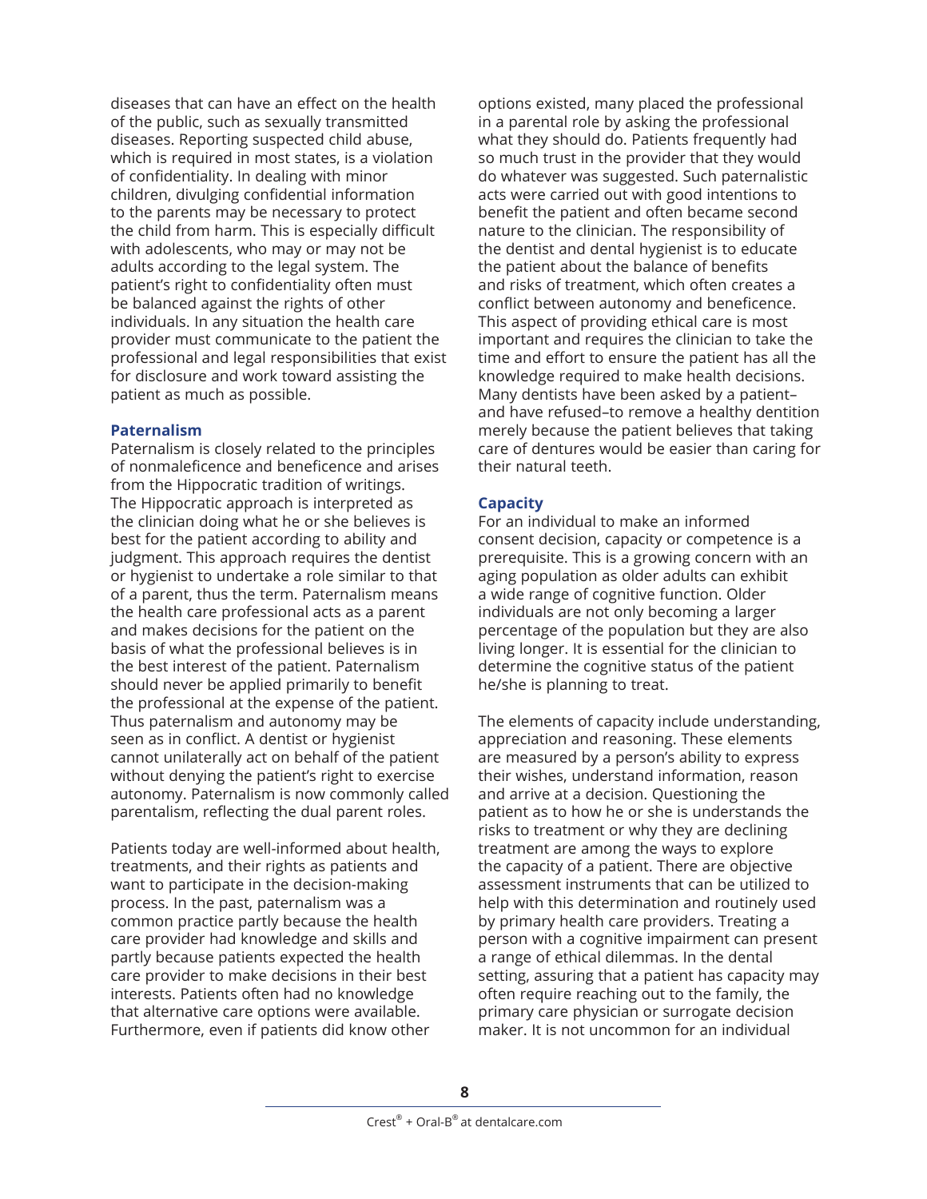diseases that can have an effect on the health of the public, such as sexually transmitted diseases. Reporting suspected child abuse, which is required in most states, is a violation of confidentiality. In dealing with minor children, divulging confidential information to the parents may be necessary to protect the child from harm. This is especially difficult with adolescents, who may or may not be adults according to the legal system. The patient's right to confidentiality often must be balanced against the rights of other individuals. In any situation the health care provider must communicate to the patient the professional and legal responsibilities that exist for disclosure and work toward assisting the patient as much as possible.

### Paternalism

Paternalism is closely related to the principles of nonmaleficence and beneficence and arises from the Hippocratic tradition of writings. The Hippocratic approach is interpreted as the clinician doing what he or she believes is best for the patient according to ability and judgment. This approach requires the dentist or hygienist to undertake a role similar to that of a parent, thus the term. Paternalism means the health care professional acts as a parent and makes decisions for the patient on the basis of what the professional believes is in the best interest of the patient. Paternalism should never be applied primarily to benefit the professional at the expense of the patient. Thus paternalism and autonomy may be seen as in conflict. A dentist or hygienist cannot unilaterally act on behalf of the patient without denying the patient's right to exercise autonomy. Paternalism is now commonly called parentalism, reflecting the dual parent roles.

Patients today are well-informed about health, treatments, and their rights as patients and want to participate in the decision-making process. In the past, paternalism was a common practice partly because the health care provider had knowledge and skills and partly because patients expected the health care provider to make decisions in their best interests. Patients often had no knowledge that alternative care options were available. Furthermore, even if patients did know other options existed, many placed the professional in a parental role by asking the professional what they should do. Patients frequently had so much trust in the provider that they would do whatever was suggested. Such paternalistic acts were carried out with good intentions to benefit the patient and often became second nature to the clinician. The responsibility of the dentist and dental hygienist is to educate the patient about the balance of benefits and risks of treatment, which often creates a conflict between autonomy and beneficence. This aspect of providing ethical care is most important and requires the clinician to take the time and effort to ensure the patient has all the knowledge required to make health decisions. Many dentists have been asked by a patient–and have refused–to remove a healthy dentition merely because the patient believes that taking care of dentures would be easier than caring for their natural teeth.

### Capacity

For an individual to make an informed consent decision, capacity or competence is a prerequisite. This is a growing concern with an aging population as older adults can exhibit a wide range of cognitive function. Older individuals are not only becoming a larger percentage of the population but they are also living longer. It is essential for the clinician to determine the cognitive status of the patient he/she is planning to treat.

The elements of capacity include understanding, appreciation and reasoning. These elements are measured by a person's ability to express their wishes, understand information, reason and arrive at a decision. Questioning the patient as to how he or she is understands the risks to treatment or why they are declining treatment are among the ways to explore the capacity of a patient. There are objective assessment instruments that can be utilized to help with this determination and routinely used by primary health care providers. Treating a person with a cognitive impairment can present a range of ethical dilemmas. In the dental setting, assuring that a patient has capacity may often require reaching out to the family, the primary care physician or surrogate decision maker. It is not uncommon for an individual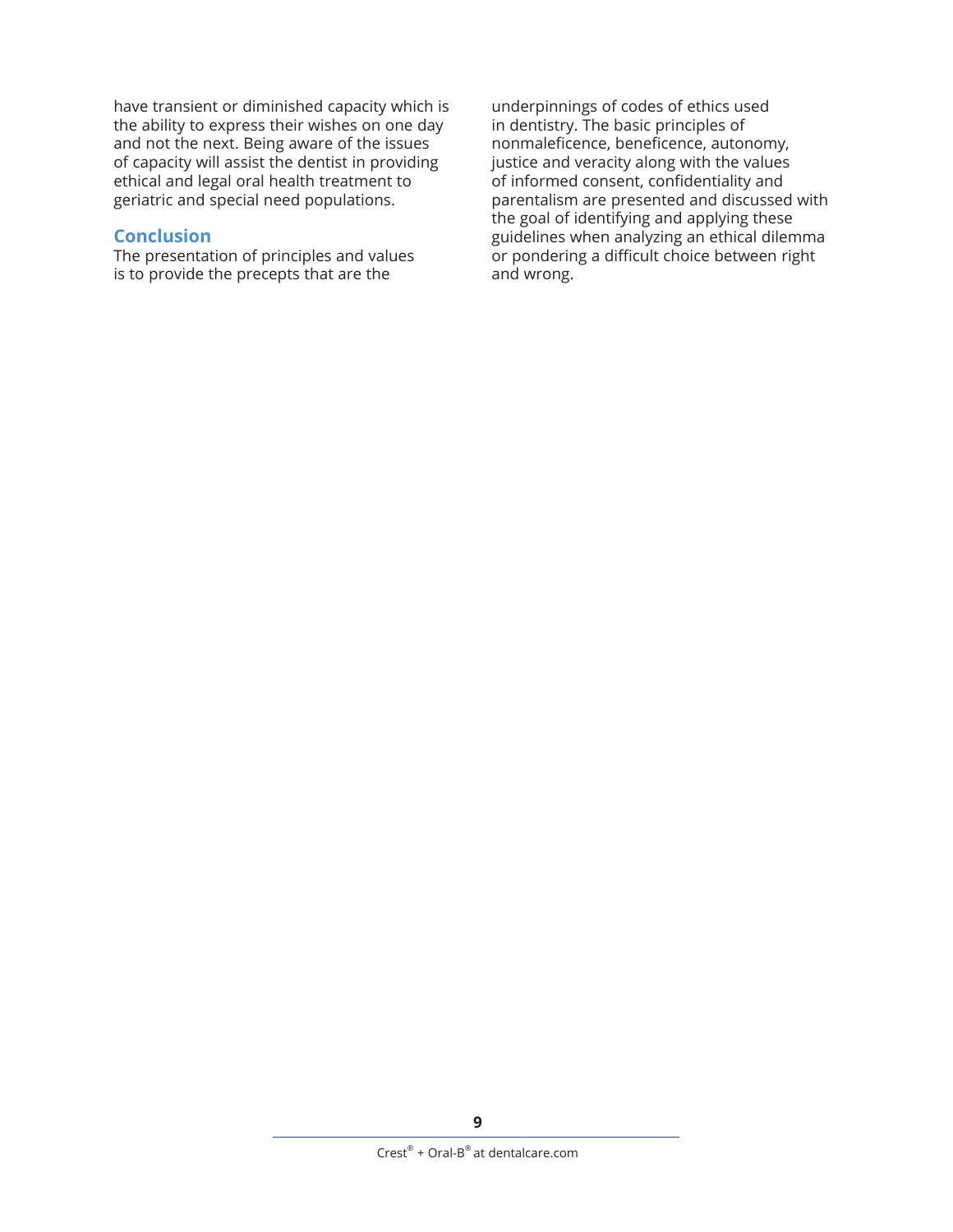have transient or diminished capacity which is the ability to express their wishes on one day and not the next. Being aware of the issues of capacity will assist the dentist in providing ethical and legal oral health treatment to geriatric and special need populations.

## Conclusion

The presentation of principles and values is to provide the precepts that are the underpinnings of codes of ethics used in dentistry. The basic principles of nonmaleficence, beneficence, autonomy, justice and veracity along with the values of informed consent, confidentiality and parentalism are presented and discussed with the goal of identifying and applying these guidelines when analyzing an ethical dilemma or pondering a difficult choice between right and wrong.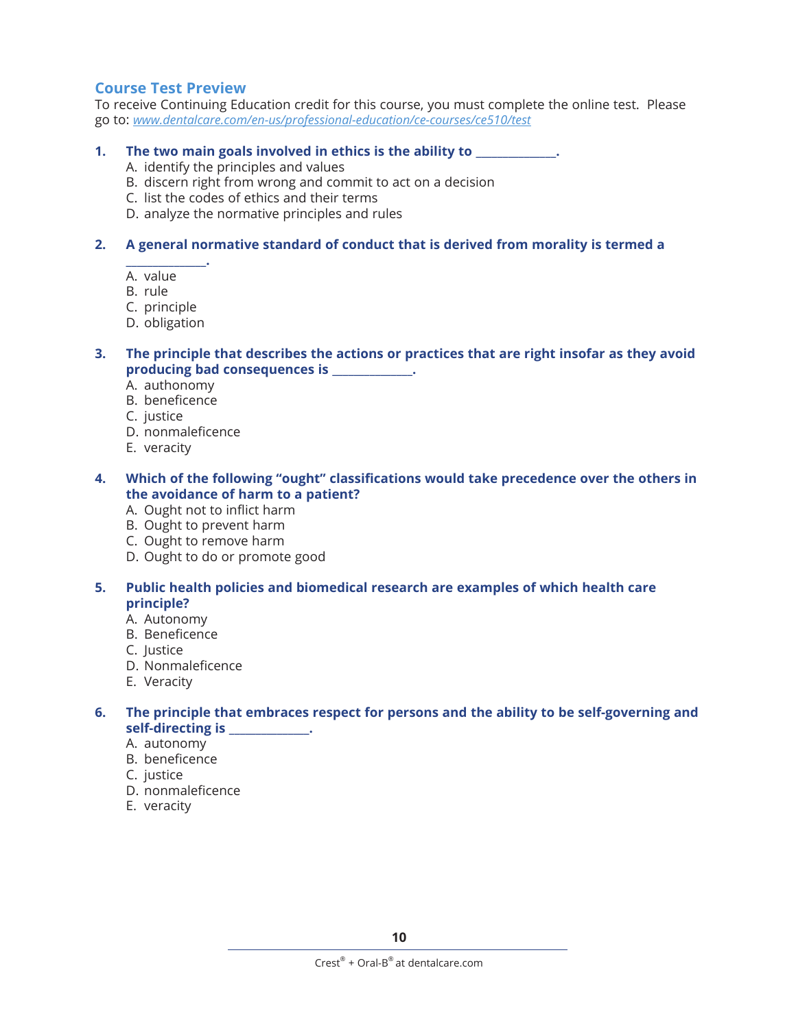## Course Test Preview

To receive Continuing Education credit for this course, you must complete the online test. Please go to: *[www.dentalcare.com/en-us/professional-education/ce-courses/ce510/test](www.dentalcare.com/en-us/professional-education/ce-courses/ce510/test)*

1. **The two main goals involved in ethics is the ability to _____________.**
   A. identify the principles and values
   B. discern right from wrong and commit to act on a decision
   C. list the codes of ethics and their terms
   D. analyze the normative principles and rules

2. **A general normative standard of conduct that is derived from morality is termed a _____________.**
   A. value
   B. rule
   C. principle
   D. obligation

3. **The principle that describes the actions or practices that are right insofar as they avoid producing bad consequences is _____________.**
   A. authonomy
   B. beneficence
   C. justice
   D. nonmaleficence
   E. veracity

4. **Which of the following "ought" classifications would take precedence over the others in the avoidance of harm to a patient?**
   A. Ought not to inflict harm
   B. Ought to prevent harm
   C. Ought to remove harm
   D. Ought to do or promote good

5. **Public health policies and biomedical research are examples of which health care principle?**
   A. Autonomy
   B. Beneficence
   C. Justice
   D. Nonmaleficence
   E. Veracity

6. **The principle that embraces respect for persons and the ability to be self-governing and self-directing is _____________.**
   A. autonomy
   B. beneficence
   C. justice
   D. nonmaleficence
   E. veracity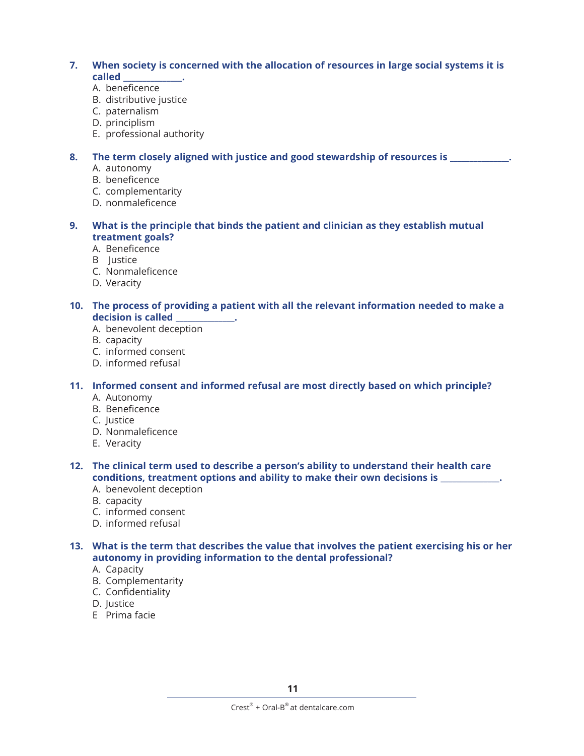**7. When society is concerned with the allocation of resources in large social systems it is called _____________.**

A. beneficence
B. distributive justice
C. paternalism
D. principlism
E. professional authority

**8. The term closely aligned with justice and good stewardship of resources is _____________.**

A. autonomy
B. beneficence
C. complementarity
D. nonmaleficence

**9. What is the principle that binds the patient and clinician as they establish mutual treatment goals?**

A. Beneficence
B Justice
C. Nonmaleficence
D. Veracity

**10. The process of providing a patient with all the relevant information needed to make a decision is called _____________.**

A. benevolent deception
B. capacity
C. informed consent
D. informed refusal

**11. Informed consent and informed refusal are most directly based on which principle?**

A. Autonomy
B. Beneficence
C. Justice
D. Nonmaleficence
E. Veracity

**12. The clinical term used to describe a person's ability to understand their health care conditions, treatment options and ability to make their own decisions is _____________.**

A. benevolent deception
B. capacity
C. informed consent
D. informed refusal

**13. What is the term that describes the value that involves the patient exercising his or her autonomy in providing information to the dental professional?**

A. Capacity
B. Complementarity
C. Confidentiality
D. Justice
E Prima facie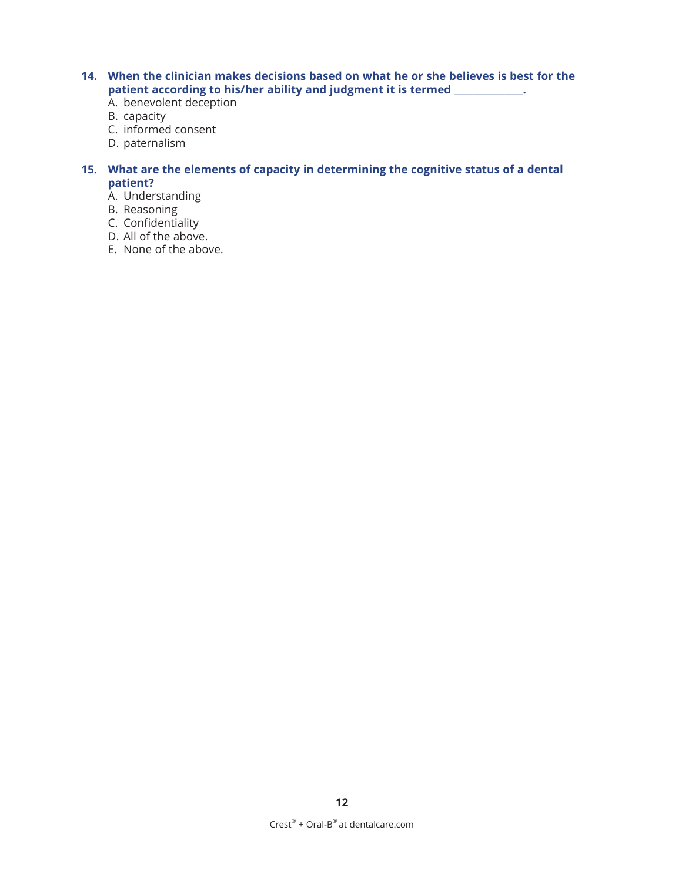**14. When the clinician makes decisions based on what he or she believes is best for the patient according to his/her ability and judgment it is termed _____________.**

A. benevolent deception
B. capacity
C. informed consent
D. paternalism

**15. What are the elements of capacity in determining the cognitive status of a dental patient?**

A. Understanding
B. Reasoning
C. Confidentiality
D. All of the above.
E. None of the above.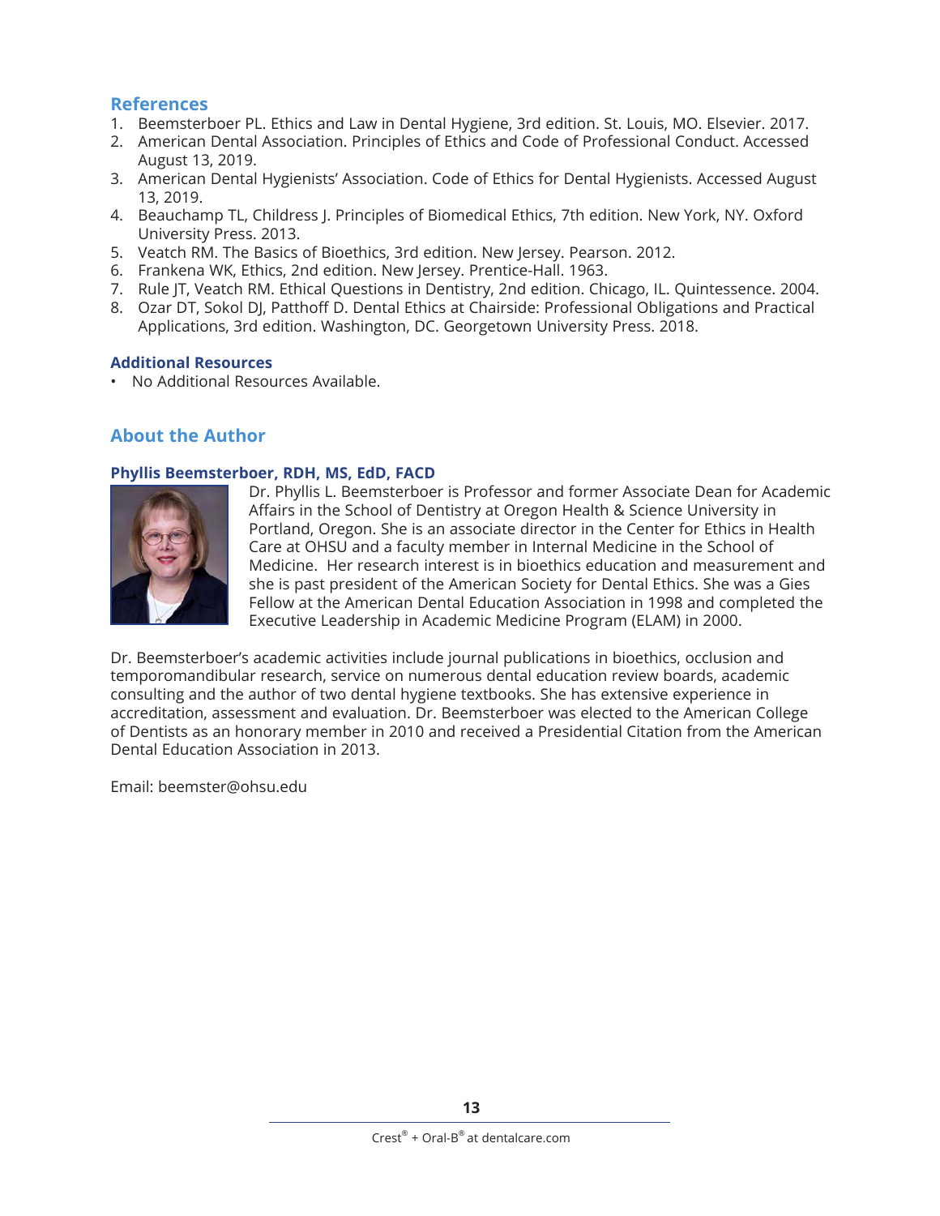## References

1. Beemsterboer PL. Ethics and Law in Dental Hygiene, 3rd edition. St. Louis, MO. Elsevier. 2017.
2. American Dental Association. Principles of Ethics and Code of Professional Conduct. Accessed August 13, 2019.
3. American Dental Hygienists' Association. Code of Ethics for Dental Hygienists. Accessed August 13, 2019.
4. Beauchamp TL, Childress J. Principles of Biomedical Ethics, 7th edition. New York, NY. Oxford University Press. 2013.
5. Veatch RM. The Basics of Bioethics, 3rd edition. New Jersey. Pearson. 2012.
6. Frankena WK, Ethics, 2nd edition. New Jersey. Prentice-Hall. 1963.
7. Rule JT, Veatch RM. Ethical Questions in Dentistry, 2nd edition. Chicago, IL. Quintessence. 2004.
8. Ozar DT, Sokol DJ, Patthoff D. Dental Ethics at Chairside: Professional Obligations and Practical Applications, 3rd edition. Washington, DC. Georgetown University Press. 2018.

### Additional Resources

- No Additional Resources Available.

## About the Author

### Phyllis Beemsterboer, RDH, MS, EdD, FACD

Dr. Phyllis L. Beemsterboer is Professor and former Associate Dean for Academic Affairs in the School of Dentistry at Oregon Health & Science University in Portland, Oregon. She is an associate director in the Center for Ethics in Health Care at OHSU and a faculty member in Internal Medicine in the School of Medicine. Her research interest is in bioethics education and measurement and she is past president of the American Society for Dental Ethics. She was a Gies Fellow at the American Dental Education Association in 1998 and completed the Executive Leadership in Academic Medicine Program (ELAM) in 2000.

Dr. Beemsterboer's academic activities include journal publications in bioethics, occlusion and temporomandibular research, service on numerous dental education review boards, academic consulting and the author of two dental hygiene textbooks. She has extensive experience in accreditation, assessment and evaluation. Dr. Beemsterboer was elected to the American College of Dentists as an honorary member in 2010 and received a Presidential Citation from the American Dental Education Association in 2013.

Email: beemster@ohsu.edu